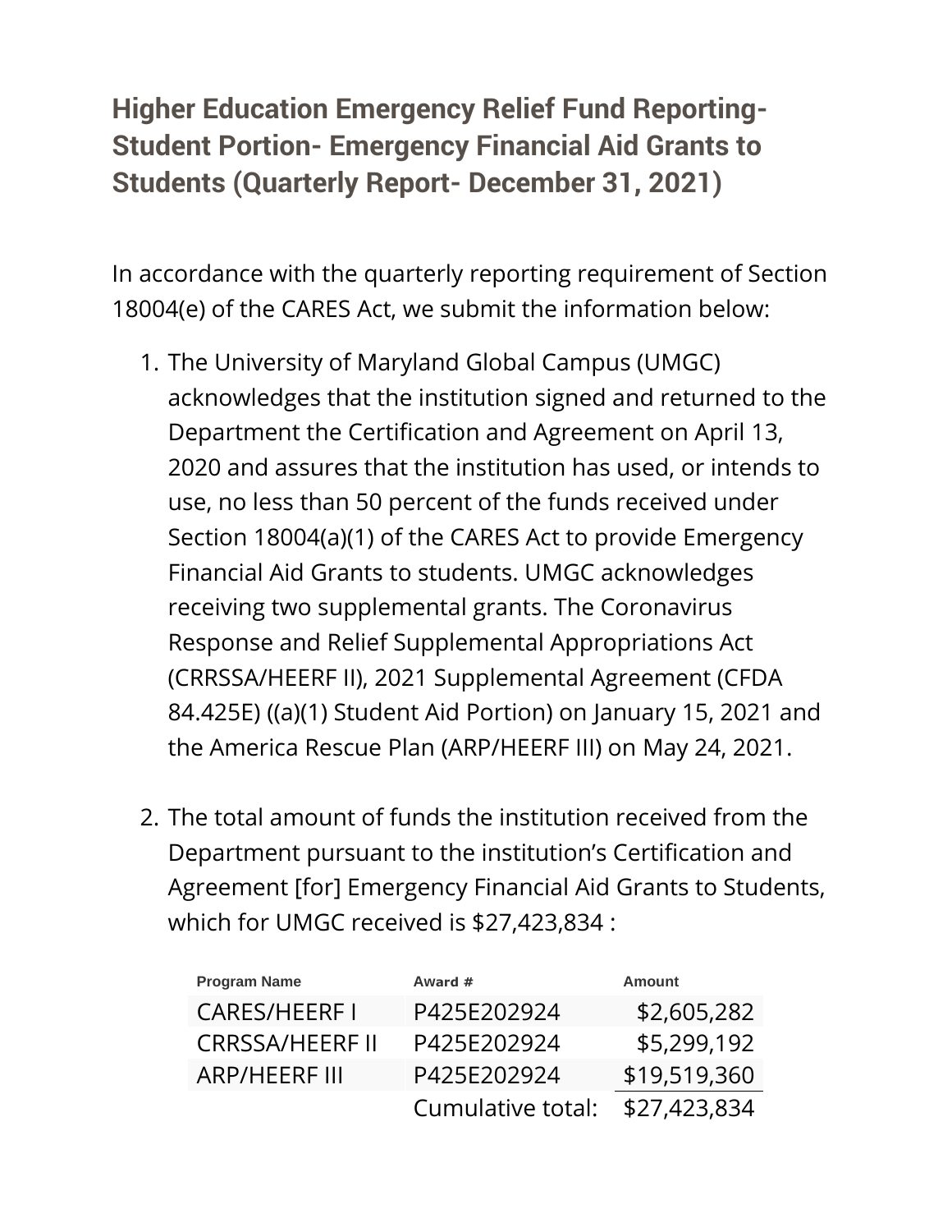# Higher Education Emergency Relief Fund Reporting- Student Portion- Emergency Financial Aid Grants to Students (Quarterly Report- December 31, 2021)

In accordance with the quarterly reporting requirement of Section 18004(e) of the CARES Act, we submit the information below:

1. The University of Maryland Global Campus (UMGC) acknowledges that the institution signed and returned to the Department the Certification and Agreement on April 13, 2020 and assures that the institution has used, or intends to use, no less than 50 percent of the funds received under Section 18004(a)(1) of the CARES Act to provide Emergency Financial Aid Grants to students. UMGC acknowledges receiving two supplemental grants. The Coronavirus Response and Relief Supplemental Appropriations Act (CRRSSA/HEERF II), 2021 Supplemental Agreement (CFDA 84.425E) ((a)(1) Student Aid Portion) on January 15, 2021 and the America Rescue Plan (ARP/HEERF III) on May 24, 2021.

2. The total amount of funds the institution received from the Department pursuant to the institution's Certification and Agreement [for] Emergency Financial Aid Grants to Students, which for UMGC received is $27,423,834 :

| Program Name | Award # | Amount |
|---|---|---|
| CARES/HEERF I | P425E202924 | $2,605,282 |
| CRRSSA/HEERF II | P425E202924 | $5,299,192 |
| ARP/HEERF III | P425E202924 | $19,519,360 |
| | Cumulative total: | $27,423,834 |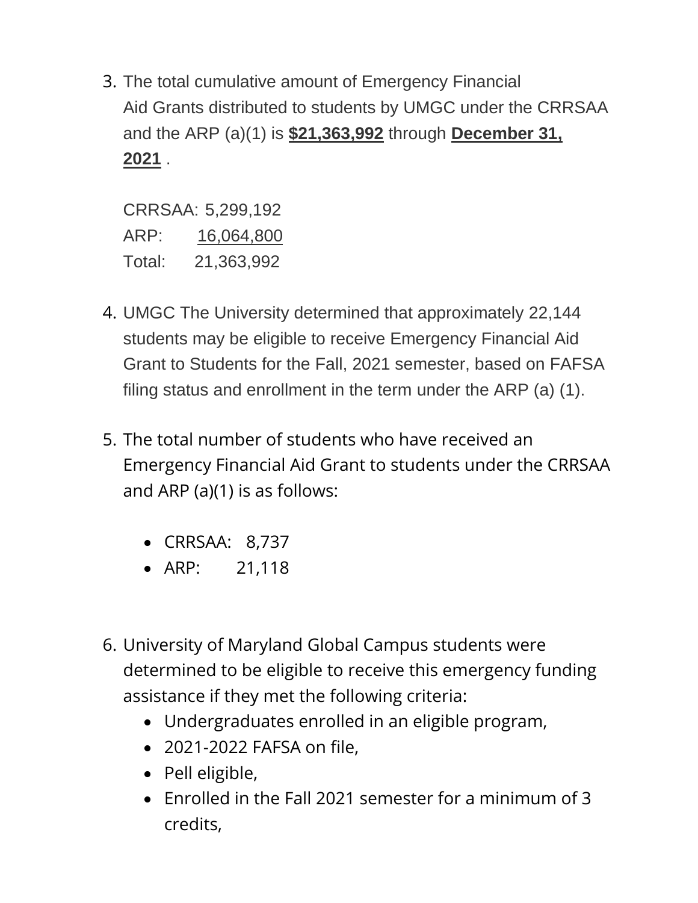3. The total cumulative amount of Emergency Financial Aid Grants distributed to students by UMGC under the CRRSAA and the ARP (a)(1) is **$21,363,992** through **December 31, 2021** .

   CRRSAA: 5,299,192
   ARP: 16,064,800
   Total: 21,363,992

4. UMGC The University determined that approximately 22,144 students may be eligible to receive Emergency Financial Aid Grant to Students for the Fall, 2021 semester, based on FAFSA filing status and enrollment in the term under the ARP (a) (1).

5. The total number of students who have received an Emergency Financial Aid Grant to students under the CRRSAA and ARP (a)(1) is as follows:

   - CRRSAA: 8,737
   - ARP: 21,118

6. University of Maryland Global Campus students were determined to be eligible to receive this emergency funding assistance if they met the following criteria:
   - Undergraduates enrolled in an eligible program,
   - 2021-2022 FAFSA on file,
   - Pell eligible,
   - Enrolled in the Fall 2021 semester for a minimum of 3 credits,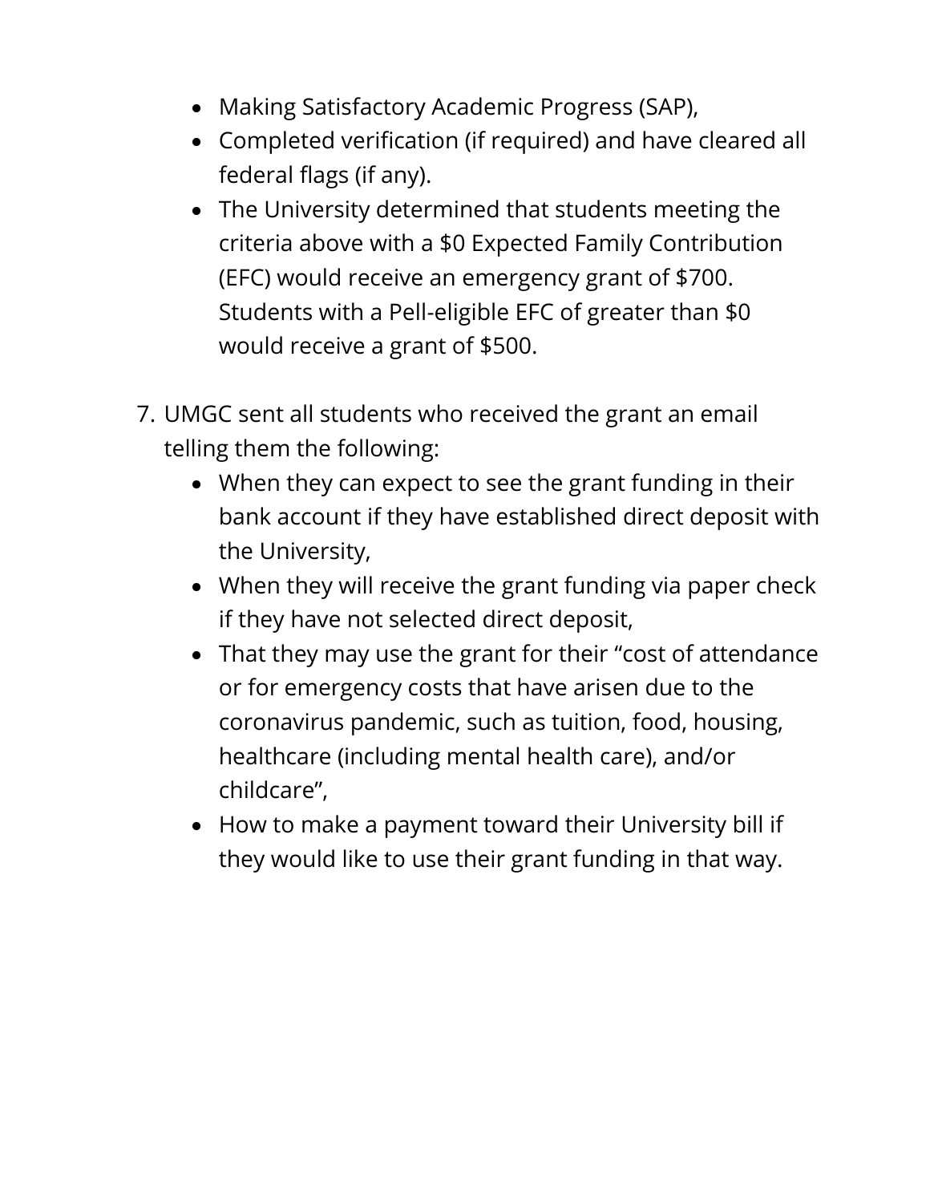- Making Satisfactory Academic Progress (SAP),
- Completed verification (if required) and have cleared all federal flags (if any).
- The University determined that students meeting the criteria above with a $0 Expected Family Contribution (EFC) would receive an emergency grant of $700. Students with a Pell-eligible EFC of greater than $0 would receive a grant of $500.

7. UMGC sent all students who received the grant an email telling them the following:
    - When they can expect to see the grant funding in their bank account if they have established direct deposit with the University,
    - When they will receive the grant funding via paper check if they have not selected direct deposit,
    - That they may use the grant for their "cost of attendance or for emergency costs that have arisen due to the coronavirus pandemic, such as tuition, food, housing, healthcare (including mental health care), and/or childcare",
    - How to make a payment toward their University bill if they would like to use their grant funding in that way.